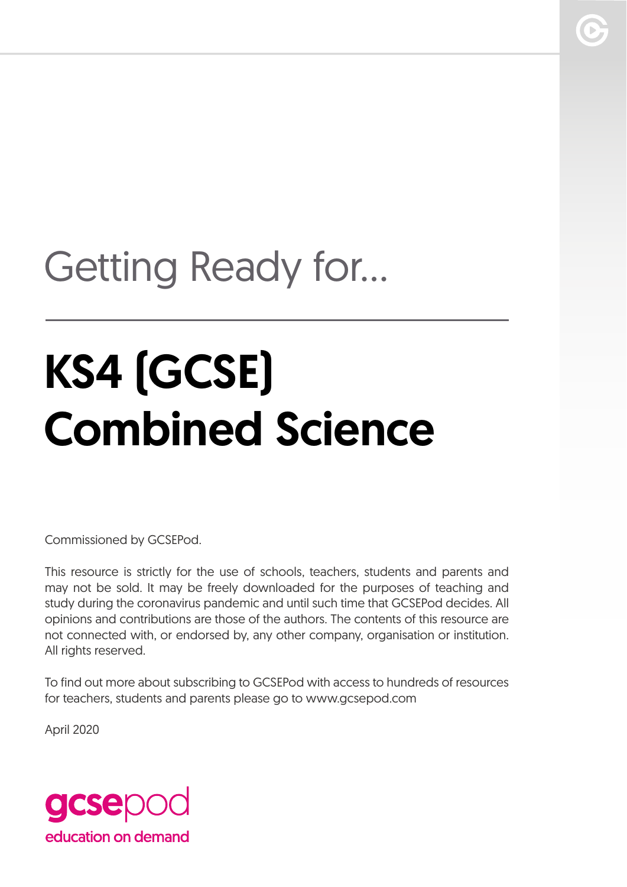Getting Ready for...

# KS4 (GCSE) Combined Science

Commissioned by GCSEPod.

This resource is strictly for the use of schools, teachers, students and parents and may not be sold. It may be freely downloaded for the purposes of teaching and study during the coronavirus pandemic and until such time that GCSEPod decides. All opinions and contributions are those of the authors. The contents of this resource are not connected with, or endorsed by, any other company, organisation or institution. All rights reserved.

To find out more about subscribing to GCSEPod with access to hundreds of resources for teachers, students and parents please go to www.gcsepod.com

April 2020

gcsepod
education on demand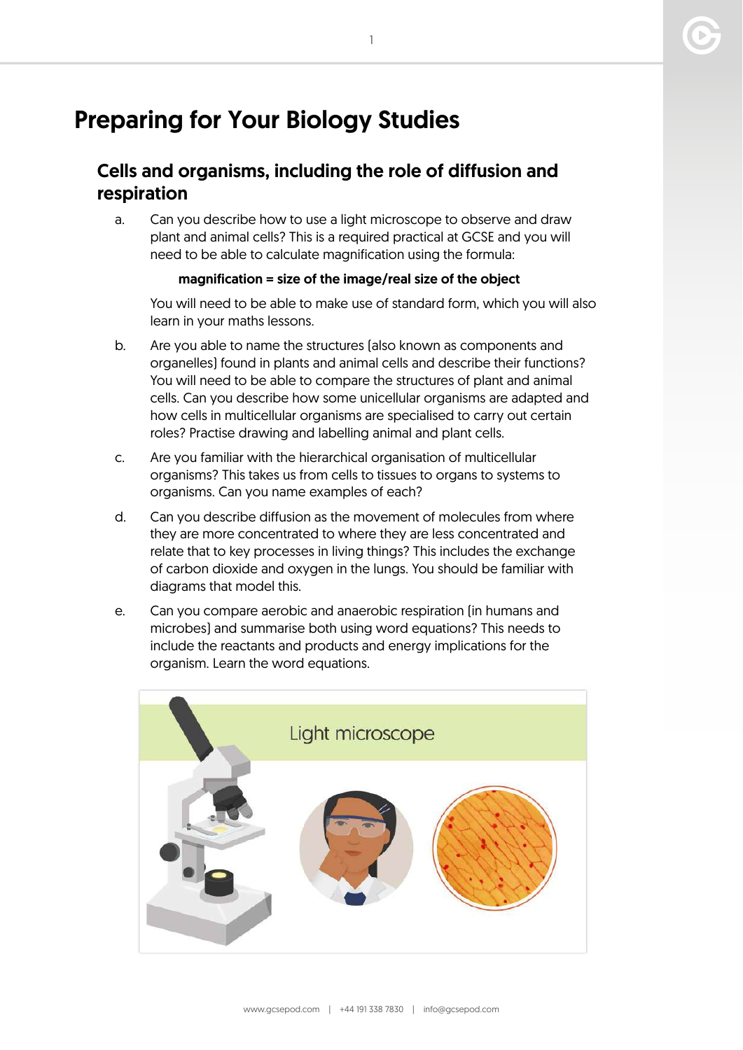# Preparing for Your Biology Studies

## Cells and organisms, including the role of diffusion and respiration

a. Can you describe how to use a light microscope to observe and draw plant and animal cells? This is a required practical at GCSE and you will need to be able to calculate magnification using the formula:

**magnification = size of the image/real size of the object**

You will need to be able to make use of standard form, which you will also learn in your maths lessons.

b. Are you able to name the structures (also known as components and organelles) found in plants and animal cells and describe their functions? You will need to be able to compare the structures of plant and animal cells. Can you describe how some unicellular organisms are adapted and how cells in multicellular organisms are specialised to carry out certain roles? Practise drawing and labelling animal and plant cells.

c. Are you familiar with the hierarchical organisation of multicellular organisms? This takes us from cells to tissues to organs to systems to organisms. Can you name examples of each?

d. Can you describe diffusion as the movement of molecules from where they are more concentrated to where they are less concentrated and relate that to key processes in living things? This includes the exchange of carbon dioxide and oxygen in the lungs. You should be familiar with diagrams that model this.

e. Can you compare aerobic and anaerobic respiration (in humans and microbes) and summarise both using word equations? This needs to include the reactants and products and energy implications for the organism. Learn the word equations.

Light microscope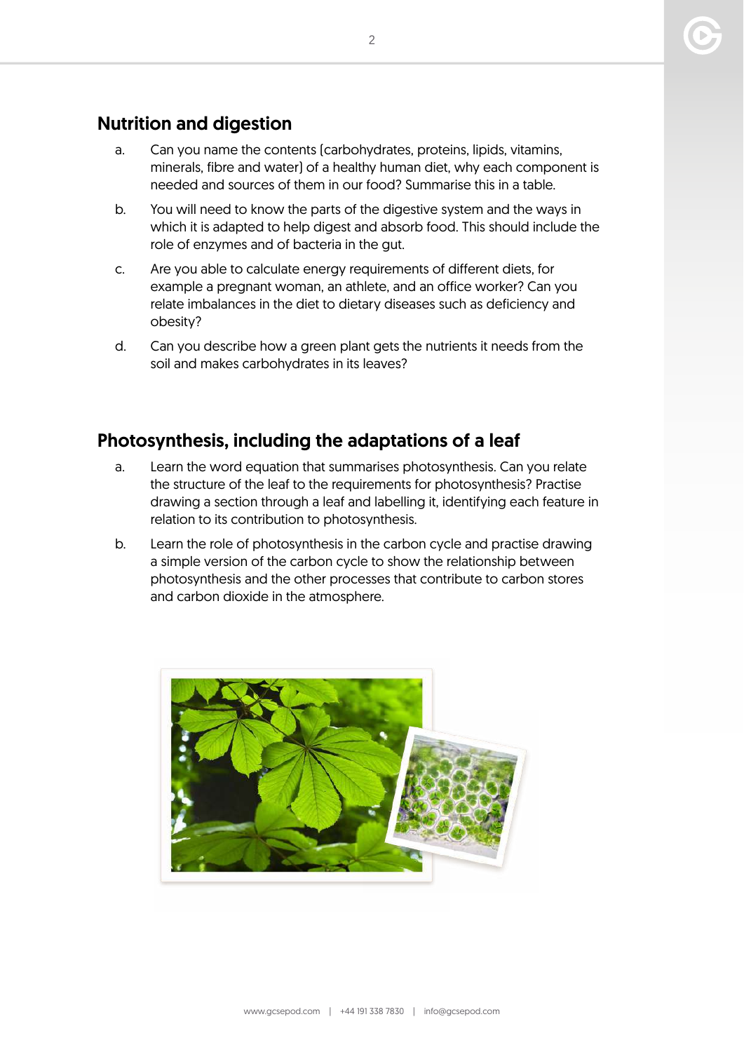## Nutrition and digestion

a. Can you name the contents (carbohydrates, proteins, lipids, vitamins, minerals, fibre and water) of a healthy human diet, why each component is needed and sources of them in our food? Summarise this in a table.

b. You will need to know the parts of the digestive system and the ways in which it is adapted to help digest and absorb food. This should include the role of enzymes and of bacteria in the gut.

c. Are you able to calculate energy requirements of different diets, for example a pregnant woman, an athlete, and an office worker? Can you relate imbalances in the diet to dietary diseases such as deficiency and obesity?

d. Can you describe how a green plant gets the nutrients it needs from the soil and makes carbohydrates in its leaves?

## Photosynthesis, including the adaptations of a leaf

a. Learn the word equation that summarises photosynthesis. Can you relate the structure of the leaf to the requirements for photosynthesis? Practise drawing a section through a leaf and labelling it, identifying each feature in relation to its contribution to photosynthesis.

b. Learn the role of photosynthesis in the carbon cycle and practise drawing a simple version of the carbon cycle to show the relationship between photosynthesis and the other processes that contribute to carbon stores and carbon dioxide in the atmosphere.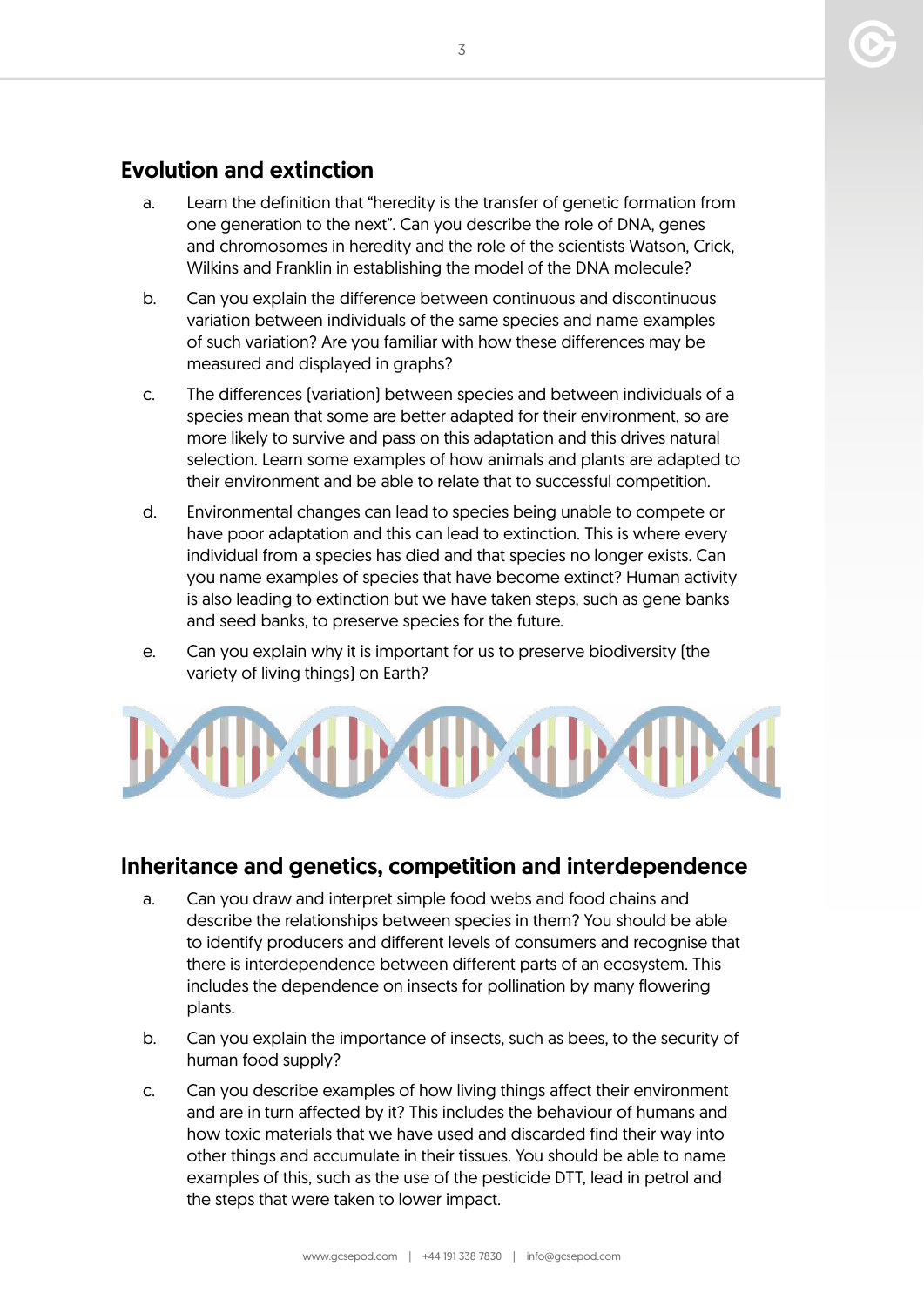## Evolution and extinction

a. Learn the definition that "heredity is the transfer of genetic formation from one generation to the next". Can you describe the role of DNA, genes and chromosomes in heredity and the role of the scientists Watson, Crick, Wilkins and Franklin in establishing the model of the DNA molecule?

b. Can you explain the difference between continuous and discontinuous variation between individuals of the same species and name examples of such variation? Are you familiar with how these differences may be measured and displayed in graphs?

c. The differences (variation) between species and between individuals of a species mean that some are better adapted for their environment, so are more likely to survive and pass on this adaptation and this drives natural selection. Learn some examples of how animals and plants are adapted to their environment and be able to relate that to successful competition.

d. Environmental changes can lead to species being unable to compete or have poor adaptation and this can lead to extinction. This is where every individual from a species has died and that species no longer exists. Can you name examples of species that have become extinct? Human activity is also leading to extinction but we have taken steps, such as gene banks and seed banks, to preserve species for the future.

e. Can you explain why it is important for us to preserve biodiversity (the variety of living things) on Earth?

## Inheritance and genetics, competition and interdependence

a. Can you draw and interpret simple food webs and food chains and describe the relationships between species in them? You should be able to identify producers and different levels of consumers and recognise that there is interdependence between different parts of an ecosystem. This includes the dependence on insects for pollination by many flowering plants.

b. Can you explain the importance of insects, such as bees, to the security of human food supply?

c. Can you describe examples of how living things affect their environment and are in turn affected by it? This includes the behaviour of humans and how toxic materials that we have used and discarded find their way into other things and accumulate in their tissues. You should be able to name examples of this, such as the use of the pesticide DTT, lead in petrol and the steps that were taken to lower impact.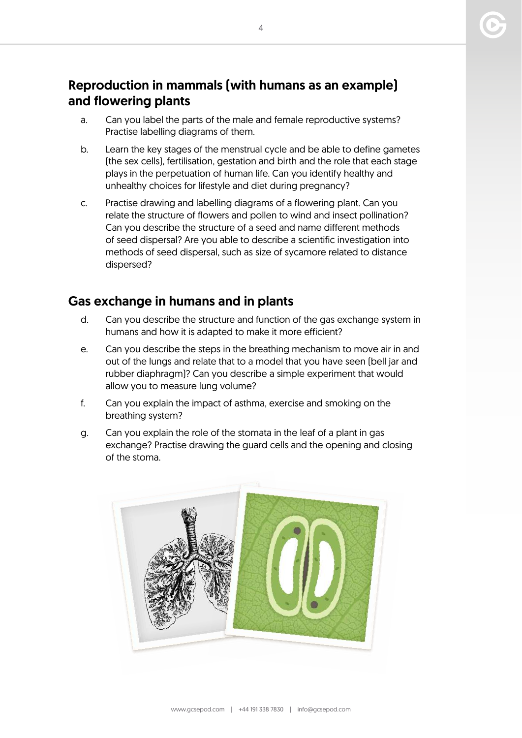## Reproduction in mammals (with humans as an example) and flowering plants

a. Can you label the parts of the male and female reproductive systems? Practise labelling diagrams of them.

b. Learn the key stages of the menstrual cycle and be able to define gametes (the sex cells), fertilisation, gestation and birth and the role that each stage plays in the perpetuation of human life. Can you identify healthy and unhealthy choices for lifestyle and diet during pregnancy?

c. Practise drawing and labelling diagrams of a flowering plant. Can you relate the structure of flowers and pollen to wind and insect pollination? Can you describe the structure of a seed and name different methods of seed dispersal? Are you able to describe a scientific investigation into methods of seed dispersal, such as size of sycamore related to distance dispersed?

## Gas exchange in humans and in plants

d. Can you describe the structure and function of the gas exchange system in humans and how it is adapted to make it more efficient?

e. Can you describe the steps in the breathing mechanism to move air in and out of the lungs and relate that to a model that you have seen (bell jar and rubber diaphragm)? Can you describe a simple experiment that would allow you to measure lung volume?

f. Can you explain the impact of asthma, exercise and smoking on the breathing system?

g. Can you explain the role of the stomata in the leaf of a plant in gas exchange? Practise drawing the guard cells and the opening and closing of the stoma.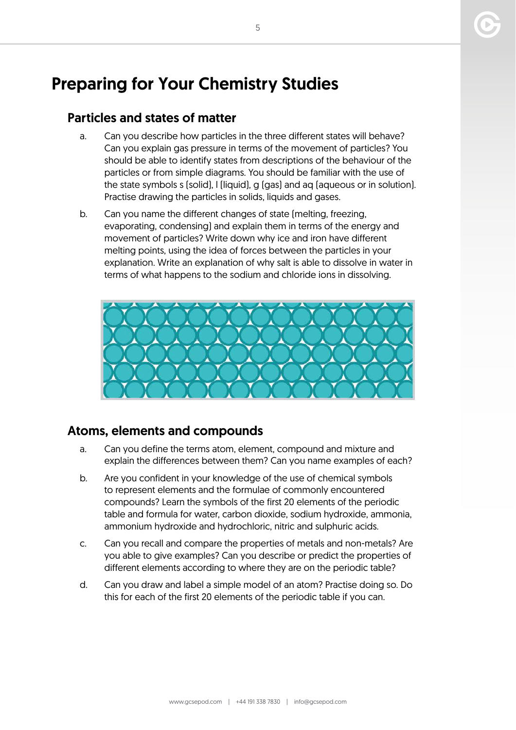# Preparing for Your Chemistry Studies

## Particles and states of matter

a. Can you describe how particles in the three different states will behave? Can you explain gas pressure in terms of the movement of particles? You should be able to identify states from descriptions of the behaviour of the particles or from simple diagrams. You should be familiar with the use of the state symbols s (solid), l (liquid), g (gas) and aq (aqueous or in solution). Practise drawing the particles in solids, liquids and gases.

b. Can you name the different changes of state (melting, freezing, evaporating, condensing) and explain them in terms of the energy and movement of particles? Write down why ice and iron have different melting points, using the idea of forces between the particles in your explanation. Write an explanation of why salt is able to dissolve in water in terms of what happens to the sodium and chloride ions in dissolving.

## Atoms, elements and compounds

a. Can you define the terms atom, element, compound and mixture and explain the differences between them? Can you name examples of each?

b. Are you confident in your knowledge of the use of chemical symbols to represent elements and the formulae of commonly encountered compounds? Learn the symbols of the first 20 elements of the periodic table and formula for water, carbon dioxide, sodium hydroxide, ammonia, ammonium hydroxide and hydrochloric, nitric and sulphuric acids.

c. Can you recall and compare the properties of metals and non-metals? Are you able to give examples? Can you describe or predict the properties of different elements according to where they are on the periodic table?

d. Can you draw and label a simple model of an atom? Practise doing so. Do this for each of the first 20 elements of the periodic table if you can.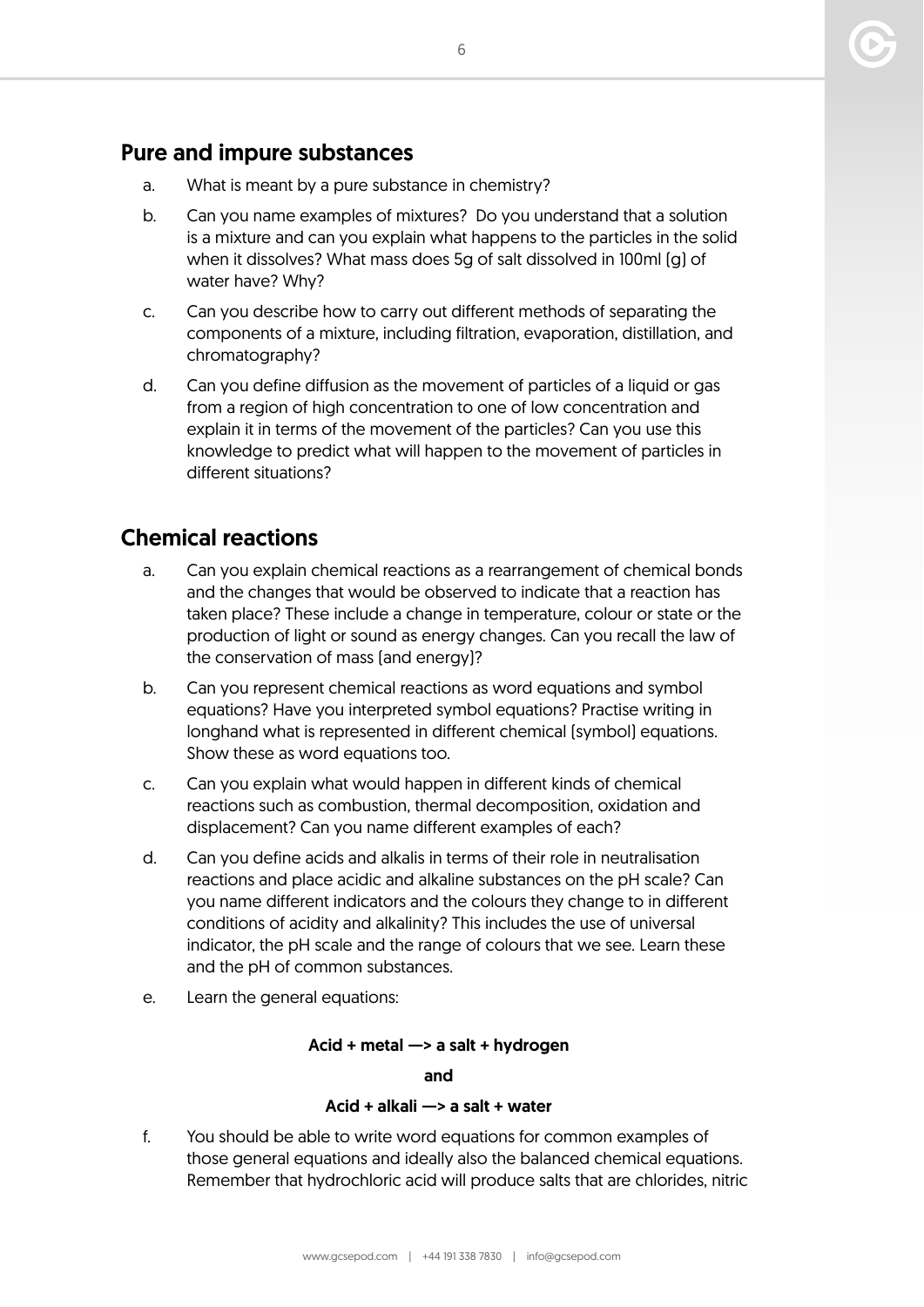## Pure and impure substances

a. What is meant by a pure substance in chemistry?

b. Can you name examples of mixtures? Do you understand that a solution is a mixture and can you explain what happens to the particles in the solid when it dissolves? What mass does 5g of salt dissolved in 100ml (g) of water have? Why?

c. Can you describe how to carry out different methods of separating the components of a mixture, including filtration, evaporation, distillation, and chromatography?

d. Can you define diffusion as the movement of particles of a liquid or gas from a region of high concentration to one of low concentration and explain it in terms of the movement of the particles? Can you use this knowledge to predict what will happen to the movement of particles in different situations?

## Chemical reactions

a. Can you explain chemical reactions as a rearrangement of chemical bonds and the changes that would be observed to indicate that a reaction has taken place? These include a change in temperature, colour or state or the production of light or sound as energy changes. Can you recall the law of the conservation of mass (and energy)?

b. Can you represent chemical reactions as word equations and symbol equations? Have you interpreted symbol equations? Practise writing in longhand what is represented in different chemical (symbol) equations. Show these as word equations too.

c. Can you explain what would happen in different kinds of chemical reactions such as combustion, thermal decomposition, oxidation and displacement? Can you name different examples of each?

d. Can you define acids and alkalis in terms of their role in neutralisation reactions and place acidic and alkaline substances on the pH scale? Can you name different indicators and the colours they change to in different conditions of acidity and alkalinity? This includes the use of universal indicator, the pH scale and the range of colours that we see. Learn these and the pH of common substances.

e. Learn the general equations:

**Acid + metal —> a salt + hydrogen**

**and**

**Acid + alkali —> a salt + water**

f. You should be able to write word equations for common examples of those general equations and ideally also the balanced chemical equations. Remember that hydrochloric acid will produce salts that are chlorides, nitric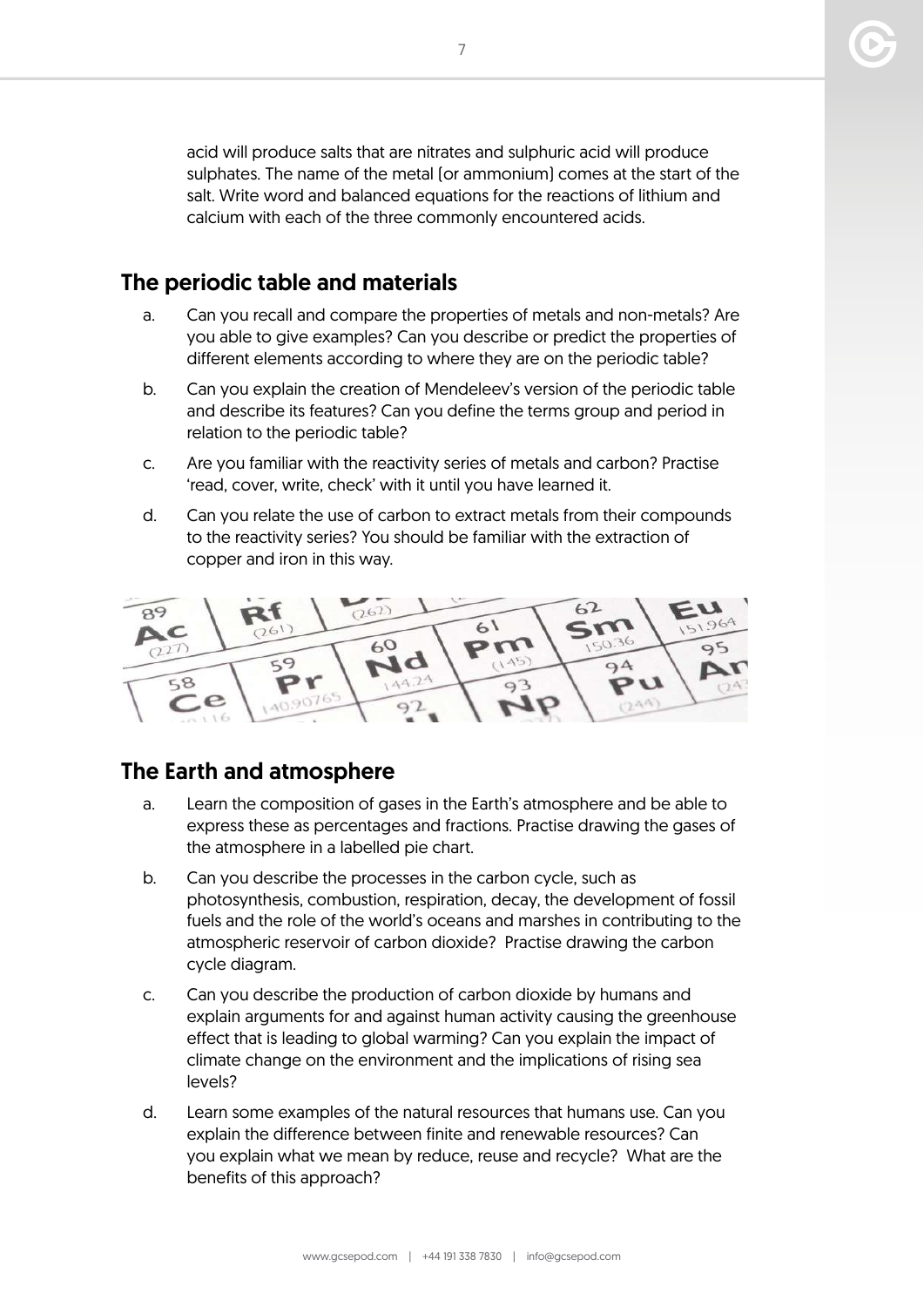acid will produce salts that are nitrates and sulphuric acid will produce sulphates. The name of the metal (or ammonium) comes at the start of the salt. Write word and balanced equations for the reactions of lithium and calcium with each of the three commonly encountered acids.

## The periodic table and materials

a. Can you recall and compare the properties of metals and non-metals? Are you able to give examples? Can you describe or predict the properties of different elements according to where they are on the periodic table?

b. Can you explain the creation of Mendeleev's version of the periodic table and describe its features? Can you define the terms group and period in relation to the periodic table?

c. Are you familiar with the reactivity series of metals and carbon? Practise 'read, cover, write, check' with it until you have learned it.

d. Can you relate the use of carbon to extract metals from their compounds to the reactivity series? You should be familiar with the extraction of copper and iron in this way.

## The Earth and atmosphere

a. Learn the composition of gases in the Earth's atmosphere and be able to express these as percentages and fractions. Practise drawing the gases of the atmosphere in a labelled pie chart.

b. Can you describe the processes in the carbon cycle, such as photosynthesis, combustion, respiration, decay, the development of fossil fuels and the role of the world's oceans and marshes in contributing to the atmospheric reservoir of carbon dioxide? Practise drawing the carbon cycle diagram.

c. Can you describe the production of carbon dioxide by humans and explain arguments for and against human activity causing the greenhouse effect that is leading to global warming? Can you explain the impact of climate change on the environment and the implications of rising sea levels?

d. Learn some examples of the natural resources that humans use. Can you explain the difference between finite and renewable resources? Can you explain what we mean by reduce, reuse and recycle? What are the benefits of this approach?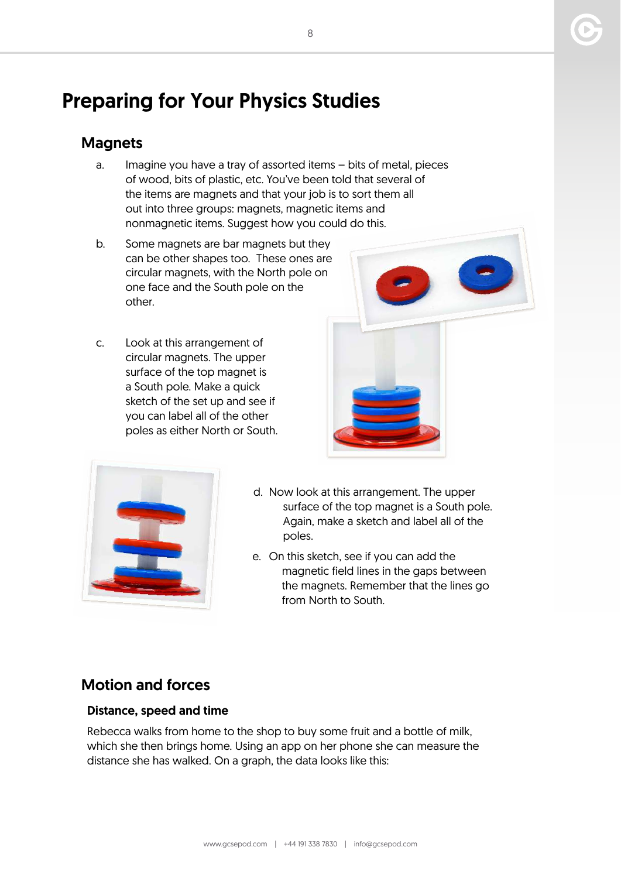# Preparing for Your Physics Studies

## Magnets

a. Imagine you have a tray of assorted items – bits of metal, pieces of wood, bits of plastic, etc. You've been told that several of the items are magnets and that your job is to sort them all out into three groups: magnets, magnetic items and nonmagnetic items. Suggest how you could do this.

b. Some magnets are bar magnets but they can be other shapes too. These ones are circular magnets, with the North pole on one face and the South pole on the other.

c. Look at this arrangement of circular magnets. The upper surface of the top magnet is a South pole. Make a quick sketch of the set up and see if you can label all of the other poles as either North or South.

d. Now look at this arrangement. The upper surface of the top magnet is a South pole. Again, make a sketch and label all of the poles.

e. On this sketch, see if you can add the magnetic field lines in the gaps between the magnets. Remember that the lines go from North to South.

## Motion and forces

### Distance, speed and time

Rebecca walks from home to the shop to buy some fruit and a bottle of milk, which she then brings home. Using an app on her phone she can measure the distance she has walked. On a graph, the data looks like this: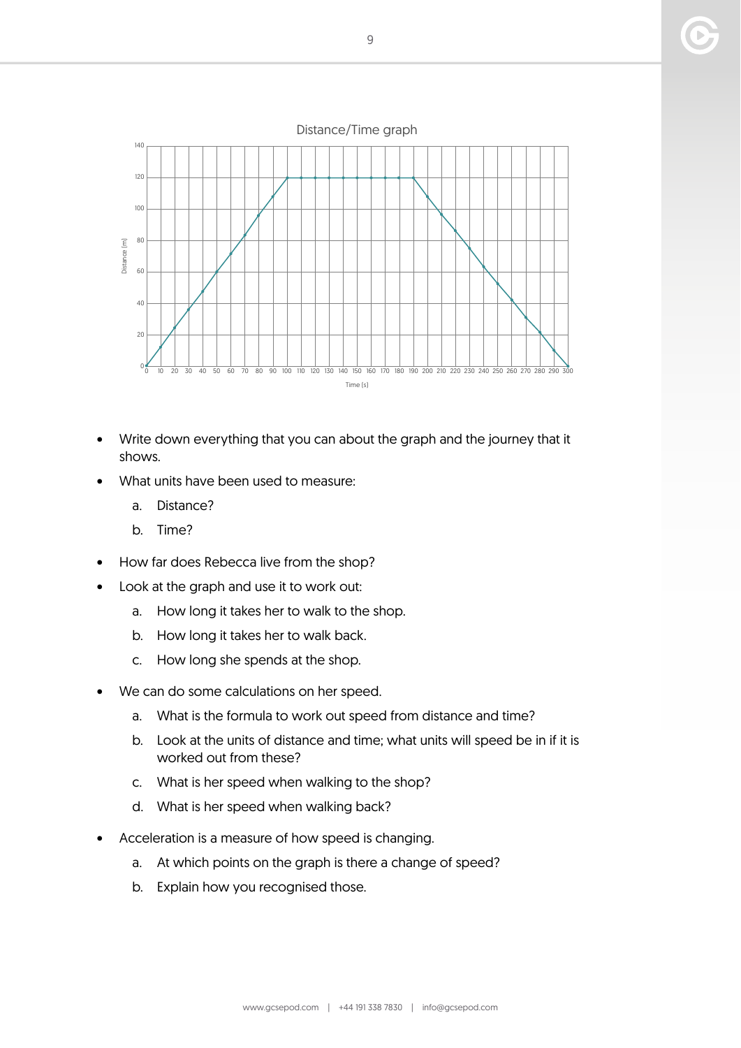Distance/Time graph

- Write down everything that you can about the graph and the journey that it shows.
- What units have been used to measure:
  a. Distance?
  b. Time?
- How far does Rebecca live from the shop?
- Look at the graph and use it to work out:
  a. How long it takes her to walk to the shop.
  b. How long it takes her to walk back.
  c. How long she spends at the shop.
- We can do some calculations on her speed.
  a. What is the formula to work out speed from distance and time?
  b. Look at the units of distance and time; what units will speed be in if it is worked out from these?
  c. What is her speed when walking to the shop?
  d. What is her speed when walking back?
- Acceleration is a measure of how speed is changing.
  a. At which points on the graph is there a change of speed?
  b. Explain how you recognised those.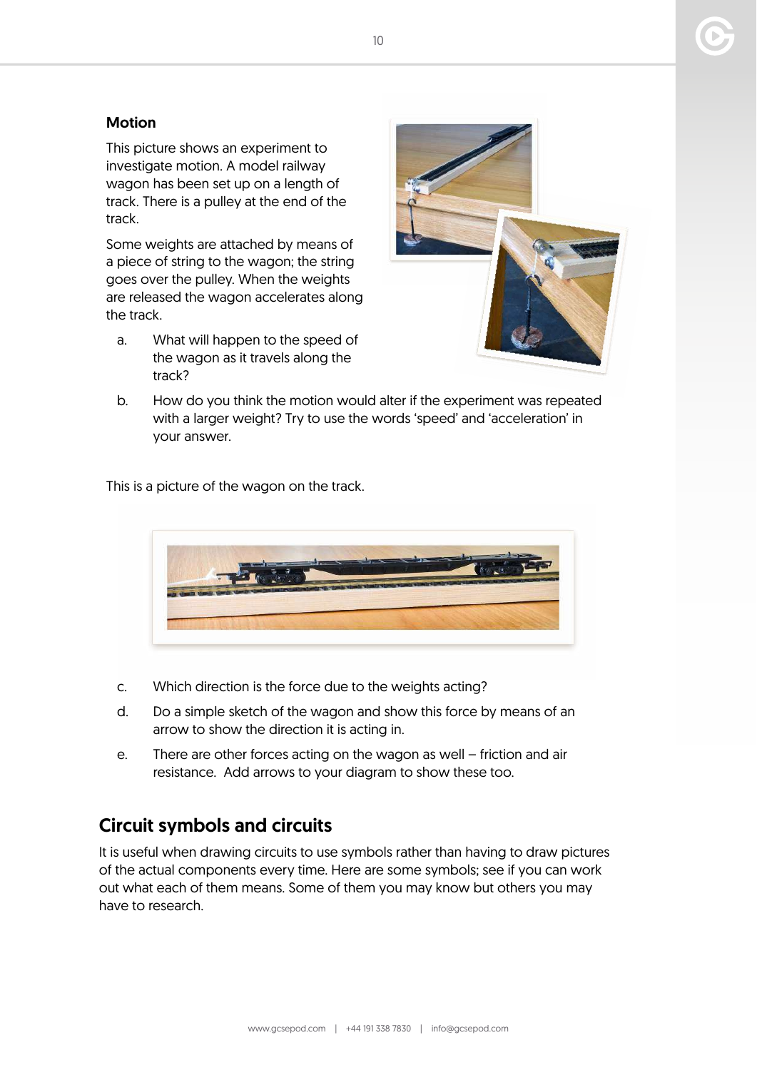### Motion

This picture shows an experiment to investigate motion. A model railway wagon has been set up on a length of track. There is a pulley at the end of the track.

Some weights are attached by means of a piece of string to the wagon; the string goes over the pulley. When the weights are released the wagon accelerates along the track.

a. What will happen to the speed of the wagon as it travels along the track?

b. How do you think the motion would alter if the experiment was repeated with a larger weight? Try to use the words 'speed' and 'acceleration' in your answer.

This is a picture of the wagon on the track.

c. Which direction is the force due to the weights acting?

d. Do a simple sketch of the wagon and show this force by means of an arrow to show the direction it is acting in.

e. There are other forces acting on the wagon as well – friction and air resistance. Add arrows to your diagram to show these too.

## Circuit symbols and circuits

It is useful when drawing circuits to use symbols rather than having to draw pictures of the actual components every time. Here are some symbols; see if you can work out what each of them means. Some of them you may know but others you may have to research.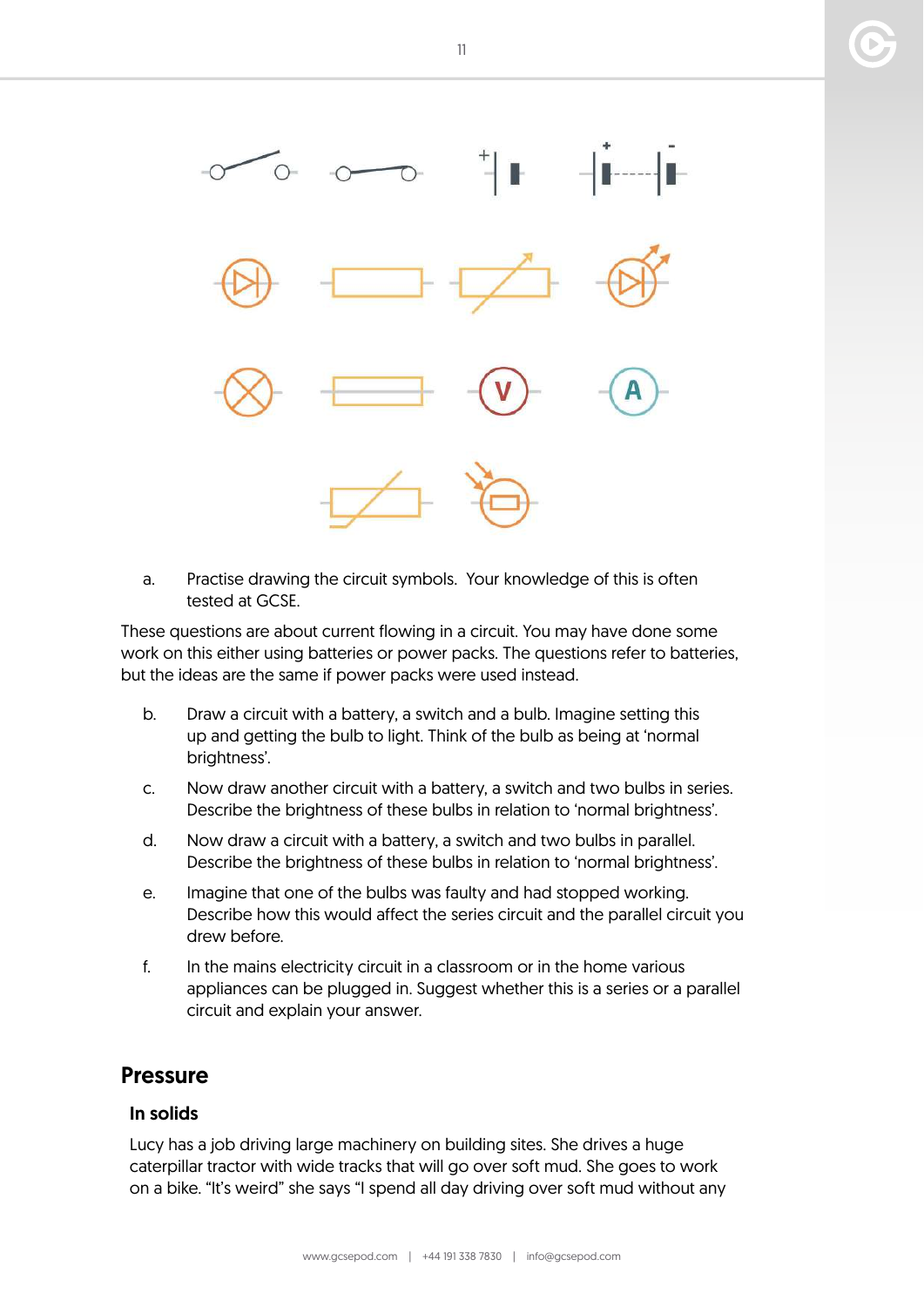a. Practise drawing the circuit symbols. Your knowledge of this is often tested at GCSE.

These questions are about current flowing in a circuit. You may have done some work on this either using batteries or power packs. The questions refer to batteries, but the ideas are the same if power packs were used instead.

b. Draw a circuit with a battery, a switch and a bulb. Imagine setting this up and getting the bulb to light. Think of the bulb as being at 'normal brightness'.

c. Now draw another circuit with a battery, a switch and two bulbs in series. Describe the brightness of these bulbs in relation to 'normal brightness'.

d. Now draw a circuit with a battery, a switch and two bulbs in parallel. Describe the brightness of these bulbs in relation to 'normal brightness'.

e. Imagine that one of the bulbs was faulty and had stopped working. Describe how this would affect the series circuit and the parallel circuit you drew before.

f. In the mains electricity circuit in a classroom or in the home various appliances can be plugged in. Suggest whether this is a series or a parallel circuit and explain your answer.

## Pressure

### In solids

Lucy has a job driving large machinery on building sites. She drives a huge caterpillar tractor with wide tracks that will go over soft mud. She goes to work on a bike. "It's weird" she says "I spend all day driving over soft mud without any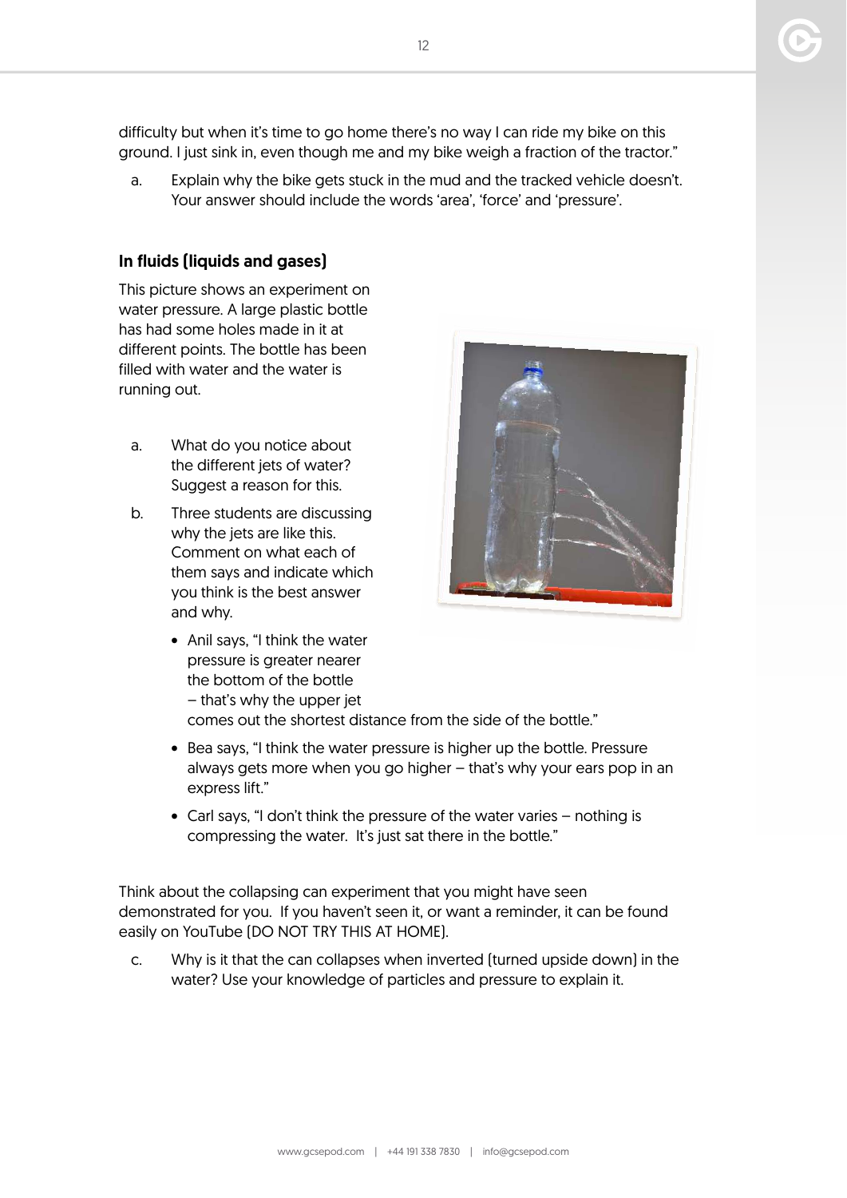difficulty but when it's time to go home there's no way I can ride my bike on this ground. I just sink in, even though me and my bike weigh a fraction of the tractor."

a. Explain why the bike gets stuck in the mud and the tracked vehicle doesn't. Your answer should include the words 'area', 'force' and 'pressure'.

### In fluids (liquids and gases)

This picture shows an experiment on water pressure. A large plastic bottle has had some holes made in it at different points. The bottle has been filled with water and the water is running out.

a. What do you notice about the different jets of water? Suggest a reason for this.

b. Three students are discussing why the jets are like this. Comment on what each of them says and indicate which you think is the best answer and why.

- Anil says, "I think the water pressure is greater nearer the bottom of the bottle – that's why the upper jet comes out the shortest distance from the side of the bottle."
- Bea says, "I think the water pressure is higher up the bottle. Pressure always gets more when you go higher – that's why your ears pop in an express lift."
- Carl says, "I don't think the pressure of the water varies – nothing is compressing the water. It's just sat there in the bottle."

Think about the collapsing can experiment that you might have seen demonstrated for you. If you haven't seen it, or want a reminder, it can be found easily on YouTube (DO NOT TRY THIS AT HOME).

c. Why is it that the can collapses when inverted (turned upside down) in the water? Use your knowledge of particles and pressure to explain it.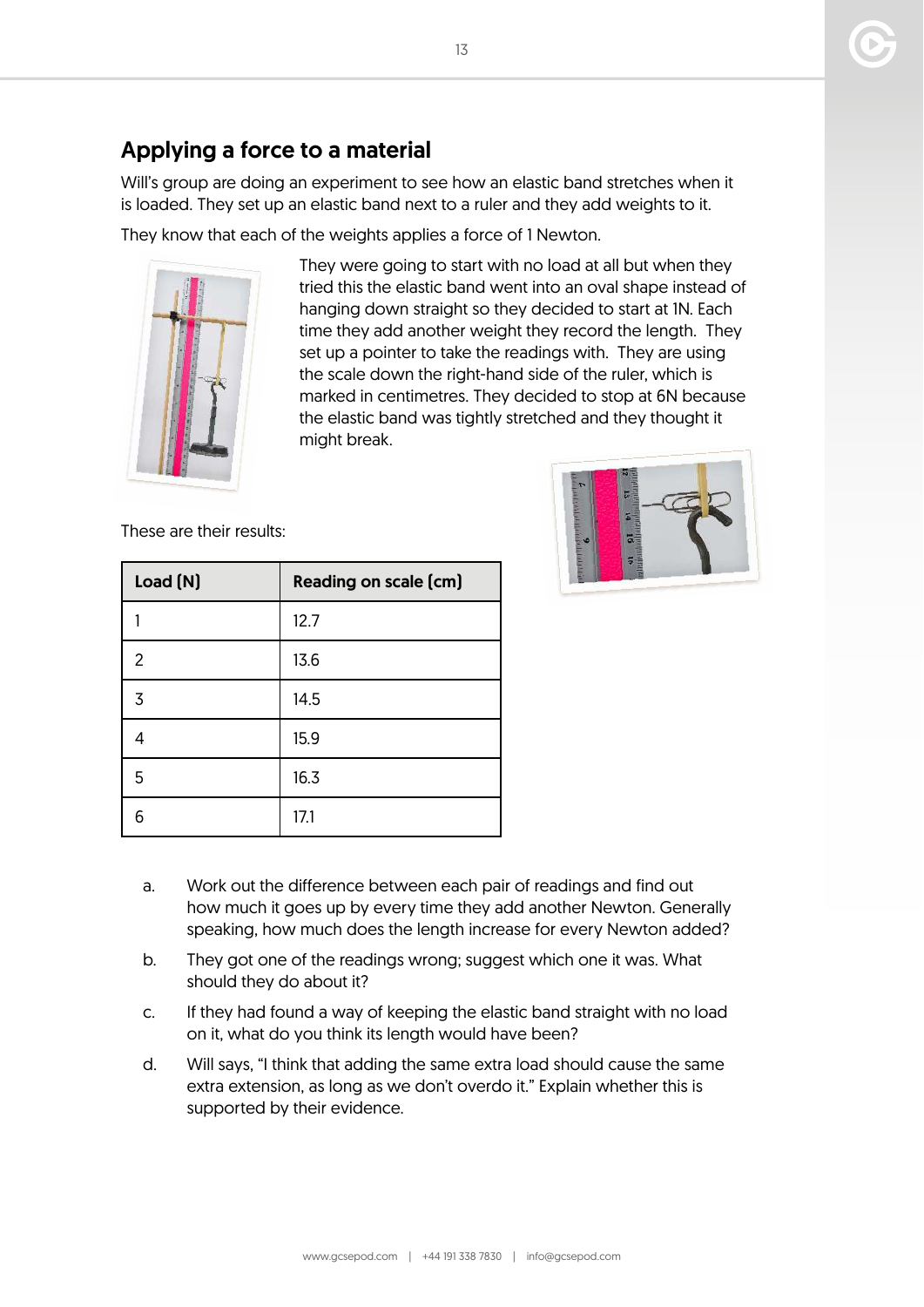## Applying a force to a material

Will's group are doing an experiment to see how an elastic band stretches when it is loaded. They set up an elastic band next to a ruler and they add weights to it.

They know that each of the weights applies a force of 1 Newton.

They were going to start with no load at all but when they tried this the elastic band went into an oval shape instead of hanging down straight so they decided to start at 1N. Each time they add another weight they record the length. They set up a pointer to take the readings with. They are using the scale down the right-hand side of the ruler, which is marked in centimetres. They decided to stop at 6N because the elastic band was tightly stretched and they thought it might break.

These are their results:

| Load (N) | Reading on scale (cm) |
| --- | --- |
| 1 | 12.7 |
| 2 | 13.6 |
| 3 | 14.5 |
| 4 | 15.9 |
| 5 | 16.3 |
| 6 | 17.1 |

a. Work out the difference between each pair of readings and find out how much it goes up by every time they add another Newton. Generally speaking, how much does the length increase for every Newton added?

b. They got one of the readings wrong; suggest which one it was. What should they do about it?

c. If they had found a way of keeping the elastic band straight with no load on it, what do you think its length would have been?

d. Will says, "I think that adding the same extra load should cause the same extra extension, as long as we don't overdo it." Explain whether this is supported by their evidence.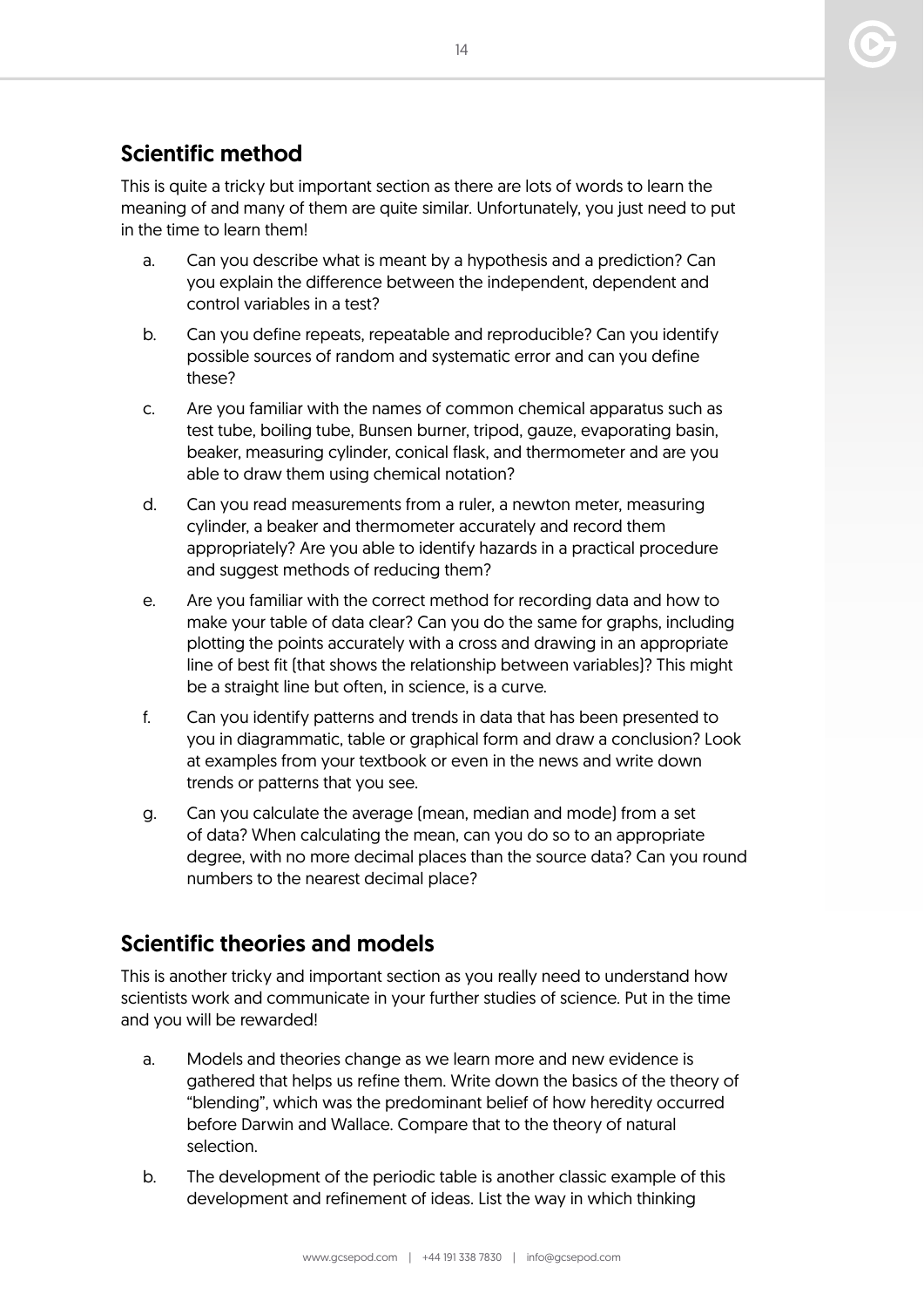## Scientific method

This is quite a tricky but important section as there are lots of words to learn the meaning of and many of them are quite similar. Unfortunately, you just need to put in the time to learn them!

a. Can you describe what is meant by a hypothesis and a prediction? Can you explain the difference between the independent, dependent and control variables in a test?

b. Can you define repeats, repeatable and reproducible? Can you identify possible sources of random and systematic error and can you define these?

c. Are you familiar with the names of common chemical apparatus such as test tube, boiling tube, Bunsen burner, tripod, gauze, evaporating basin, beaker, measuring cylinder, conical flask, and thermometer and are you able to draw them using chemical notation?

d. Can you read measurements from a ruler, a newton meter, measuring cylinder, a beaker and thermometer accurately and record them appropriately? Are you able to identify hazards in a practical procedure and suggest methods of reducing them?

e. Are you familiar with the correct method for recording data and how to make your table of data clear? Can you do the same for graphs, including plotting the points accurately with a cross and drawing in an appropriate line of best fit (that shows the relationship between variables)? This might be a straight line but often, in science, is a curve.

f. Can you identify patterns and trends in data that has been presented to you in diagrammatic, table or graphical form and draw a conclusion? Look at examples from your textbook or even in the news and write down trends or patterns that you see.

g. Can you calculate the average (mean, median and mode) from a set of data? When calculating the mean, can you do so to an appropriate degree, with no more decimal places than the source data? Can you round numbers to the nearest decimal place?

## Scientific theories and models

This is another tricky and important section as you really need to understand how scientists work and communicate in your further studies of science. Put in the time and you will be rewarded!

a. Models and theories change as we learn more and new evidence is gathered that helps us refine them. Write down the basics of the theory of "blending", which was the predominant belief of how heredity occurred before Darwin and Wallace. Compare that to the theory of natural selection.

b. The development of the periodic table is another classic example of this development and refinement of ideas. List the way in which thinking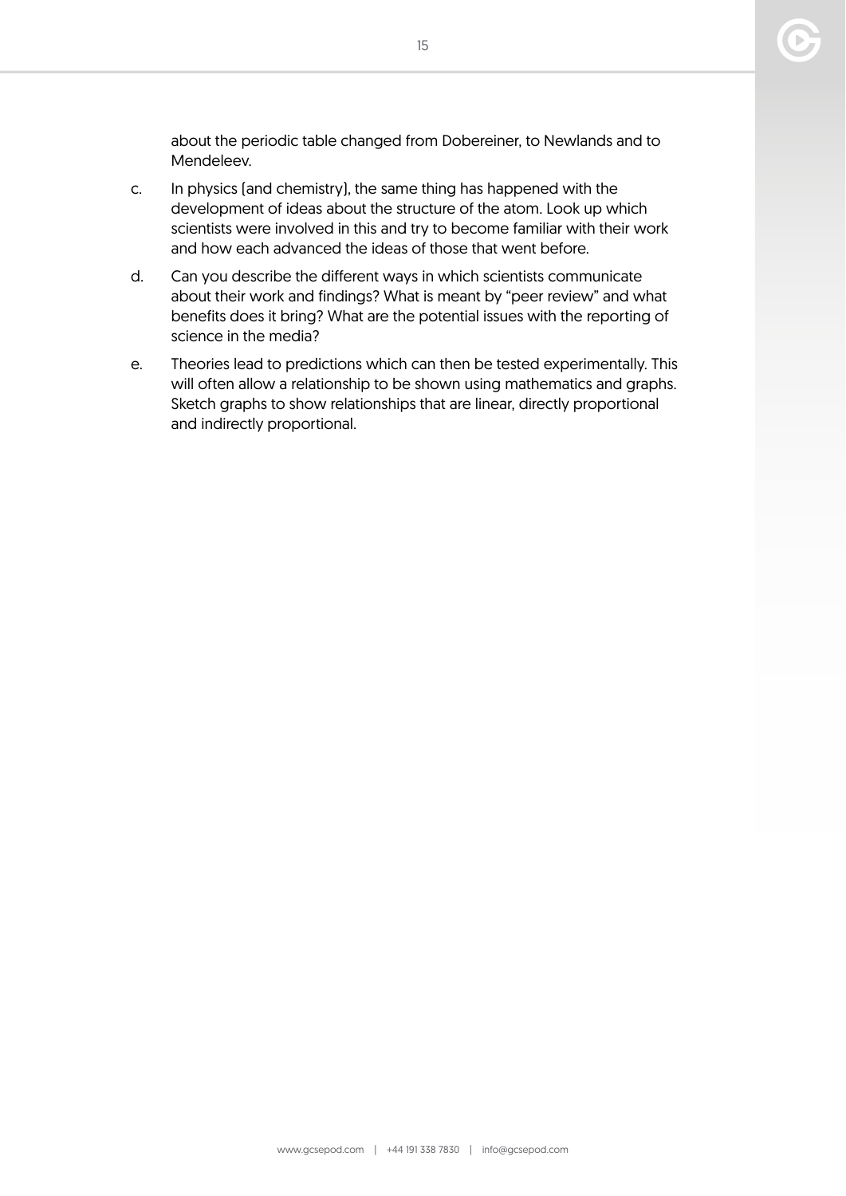about the periodic table changed from Dobereiner, to Newlands and to Mendeleev.

c. In physics (and chemistry), the same thing has happened with the development of ideas about the structure of the atom. Look up which scientists were involved in this and try to become familiar with their work and how each advanced the ideas of those that went before.

d. Can you describe the different ways in which scientists communicate about their work and findings? What is meant by "peer review" and what benefits does it bring? What are the potential issues with the reporting of science in the media?

e. Theories lead to predictions which can then be tested experimentally. This will often allow a relationship to be shown using mathematics and graphs. Sketch graphs to show relationships that are linear, directly proportional and indirectly proportional.